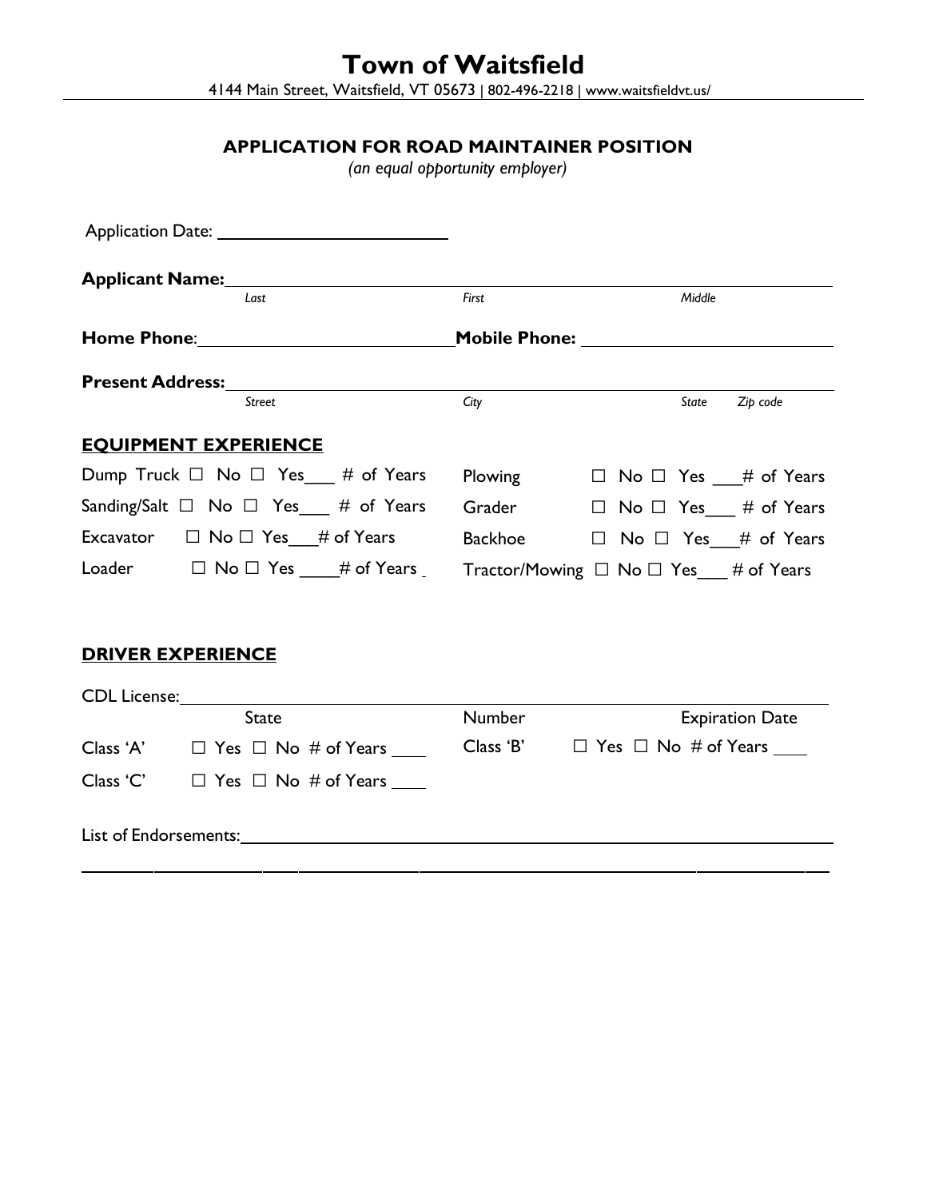# Town of Waitsfield

4144 Main Street, Waitsfield, VT 05673 | 802-496-2218 | www.waitsfieldvt.us/

## APPLICATION FOR ROAD MAINTAINER POSITION

*(an equal opportunity employer)*

Application Date: ________________________

**Applicant Name:** ______________________________________________________________
*Last* *First* *Middle*

**Home Phone**: ________________________ **Mobile Phone:** ________________________

**Present Address:** ______________________________________________________________
*Street* *City* *State* *Zip code*

### EQUIPMENT EXPERIENCE

| | | | |
|---|---|---|---|
| Dump Truck | ☐ No ☐ Yes___ # of Years | Plowing | ☐ No ☐ Yes ___# of Years |
| Sanding/Salt | ☐ No ☐ Yes___ # of Years | Grader | ☐ No ☐ Yes___ # of Years |
| Excavator | ☐ No ☐ Yes___# of Years | Backhoe | ☐ No ☐ Yes___# of Years |
| Loader | ☐ No ☐ Yes ____# of Years | Tractor/Mowing | ☐ No ☐ Yes___ # of Years |

### DRIVER EXPERIENCE

CDL License: ______________________________________________________________
State Number Expiration Date

| | | | |
|---|---|---|---|
| Class 'A' | ☐ Yes ☐ No # of Years ____ | Class 'B' | ☐ Yes ☐ No # of Years ____ |
| Class 'C' | ☐ Yes ☐ No # of Years ____ | | |

List of Endorsements: ______________________________________________________________

______________________________________________________________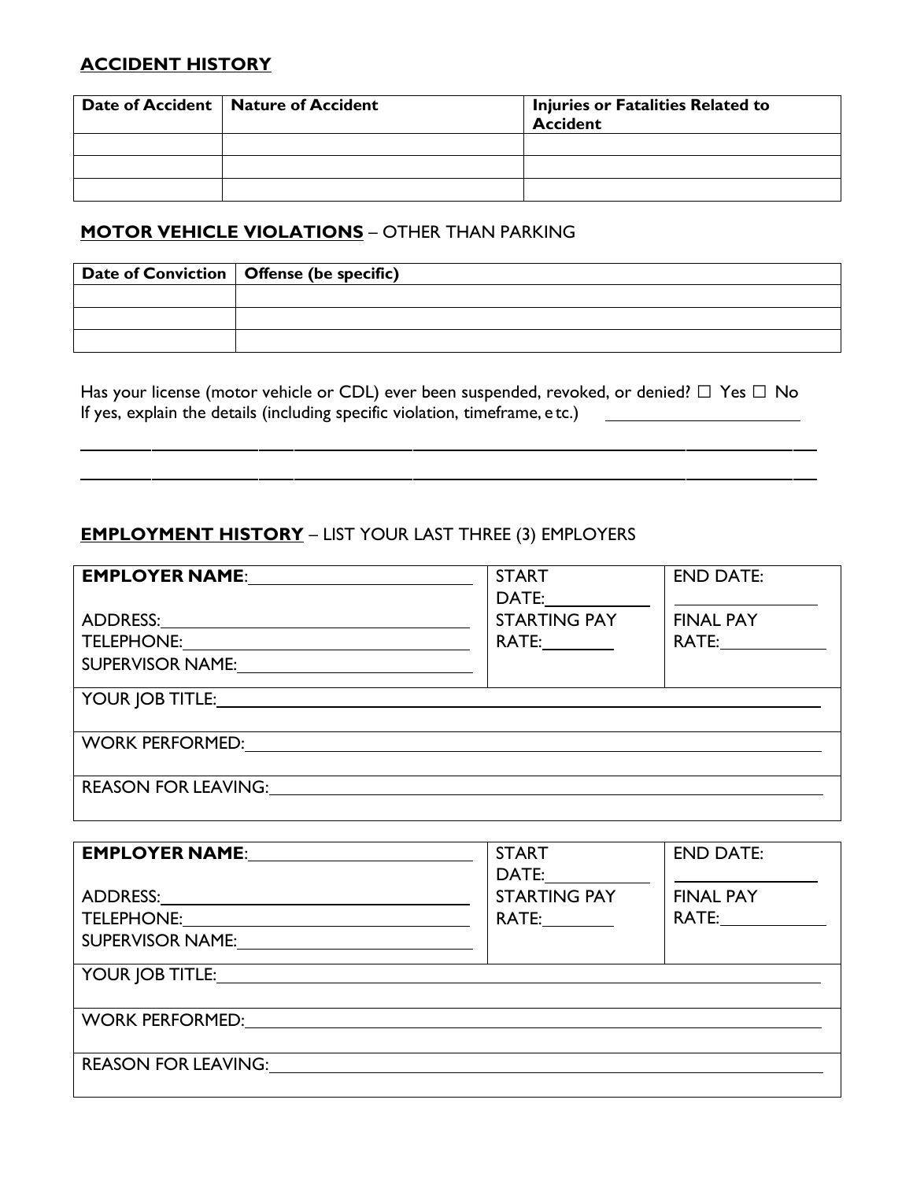## ACCIDENT HISTORY

| Date of Accident | Nature of Accident | Injuries or Fatalities Related to Accident |
|---|---|---|
| | | |
| | | |
| | | |

## MOTOR VEHICLE VIOLATIONS – OTHER THAN PARKING

| Date of Conviction | Offense (be specific) |
|---|---|
| | |
| | |
| | |

Has your license (motor vehicle or CDL) ever been suspended, revoked, or denied? ☐ Yes ☐ No
If yes, explain the details (including specific violation, timeframe, etc.) ______________________

______________________________________________________________________________

______________________________________________________________________________

## EMPLOYMENT HISTORY – LIST YOUR LAST THREE (3) EMPLOYERS

| **EMPLOYER NAME**: ______________________<br><br>ADDRESS: ______________________<br>TELEPHONE: ______________________<br>SUPERVISOR NAME: ______________________ | START DATE: __________<br>STARTING PAY RATE: ________ | END DATE: __________<br><br>FINAL PAY RATE: __________ |
|---|---|---|
| YOUR JOB TITLE: ______________________ | | |
| WORK PERFORMED: ______________________ | | |
| REASON FOR LEAVING: ______________________ | | |

| **EMPLOYER NAME**: ______________________<br><br>ADDRESS: ______________________<br>TELEPHONE: ______________________<br>SUPERVISOR NAME: ______________________ | START DATE: __________<br>STARTING PAY RATE: ________ | END DATE: __________<br><br>FINAL PAY RATE: __________ |
|---|---|---|
| YOUR JOB TITLE: ______________________ | | |
| WORK PERFORMED: ______________________ | | |
| REASON FOR LEAVING: ______________________ | | |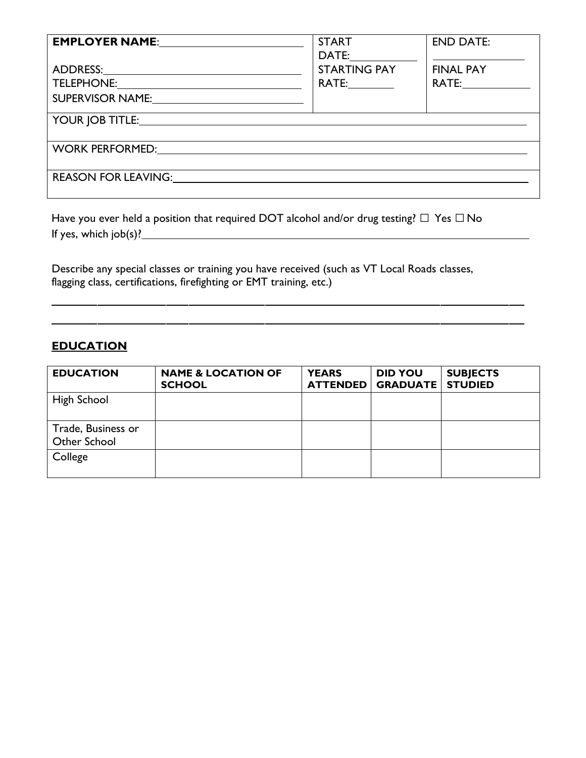| **EMPLOYER NAME**:\_\_\_\_\_\_\_\_\_\_\_\_\_\_\_\_\_\_\_\_ ADDRESS:\_\_\_\_\_\_\_\_\_\_\_\_\_\_\_\_\_\_\_\_ TELEPHONE:\_\_\_\_\_\_\_\_\_\_\_\_\_\_\_\_\_\_\_\_ SUPERVISOR NAME:\_\_\_\_\_\_\_\_\_\_\_\_\_\_\_\_\_\_\_\_ | START DATE:\_\_\_\_\_\_\_\_ STARTING PAY RATE:\_\_\_\_\_\_\_\_ | END DATE: \_\_\_\_\_\_\_\_ FINAL PAY RATE:\_\_\_\_\_\_\_\_ |
|---|---|---|
| YOUR JOB TITLE:\_\_\_\_\_\_\_\_\_\_\_\_\_\_\_\_\_\_\_\_ | | |
| WORK PERFORMED:\_\_\_\_\_\_\_\_\_\_\_\_\_\_\_\_\_\_\_\_ | | |
| REASON FOR LEAVING:\_\_\_\_\_\_\_\_\_\_\_\_\_\_\_\_\_\_\_\_ | | |

Have you ever held a position that required DOT alcohol and/or drug testing? ☐ Yes ☐ No
If yes, which job(s)?\_\_\_\_\_\_\_\_\_\_\_\_\_\_\_\_\_\_\_\_\_\_\_\_\_\_\_\_\_\_\_\_\_\_\_\_\_\_\_\_

Describe any special classes or training you have received (such as VT Local Roads classes, flagging class, certifications, firefighting or EMT training, etc.)

\_\_\_\_\_\_\_\_\_\_\_\_\_\_\_\_\_\_\_\_\_\_\_\_\_\_\_\_\_\_\_\_\_\_\_\_\_\_\_\_\_\_\_\_\_\_\_\_\_\_\_\_\_\_\_\_\_\_\_\_

\_\_\_\_\_\_\_\_\_\_\_\_\_\_\_\_\_\_\_\_\_\_\_\_\_\_\_\_\_\_\_\_\_\_\_\_\_\_\_\_\_\_\_\_\_\_\_\_\_\_\_\_\_\_\_\_\_\_\_\_

## EDUCATION

| **EDUCATION** | **NAME & LOCATION OF SCHOOL** | **YEARS ATTENDED** | **DID YOU GRADUATE** | **SUBJECTS STUDIED** |
|---|---|---|---|---|
| High School | | | | |
| Trade, Business or Other School | | | | |
| College | | | | |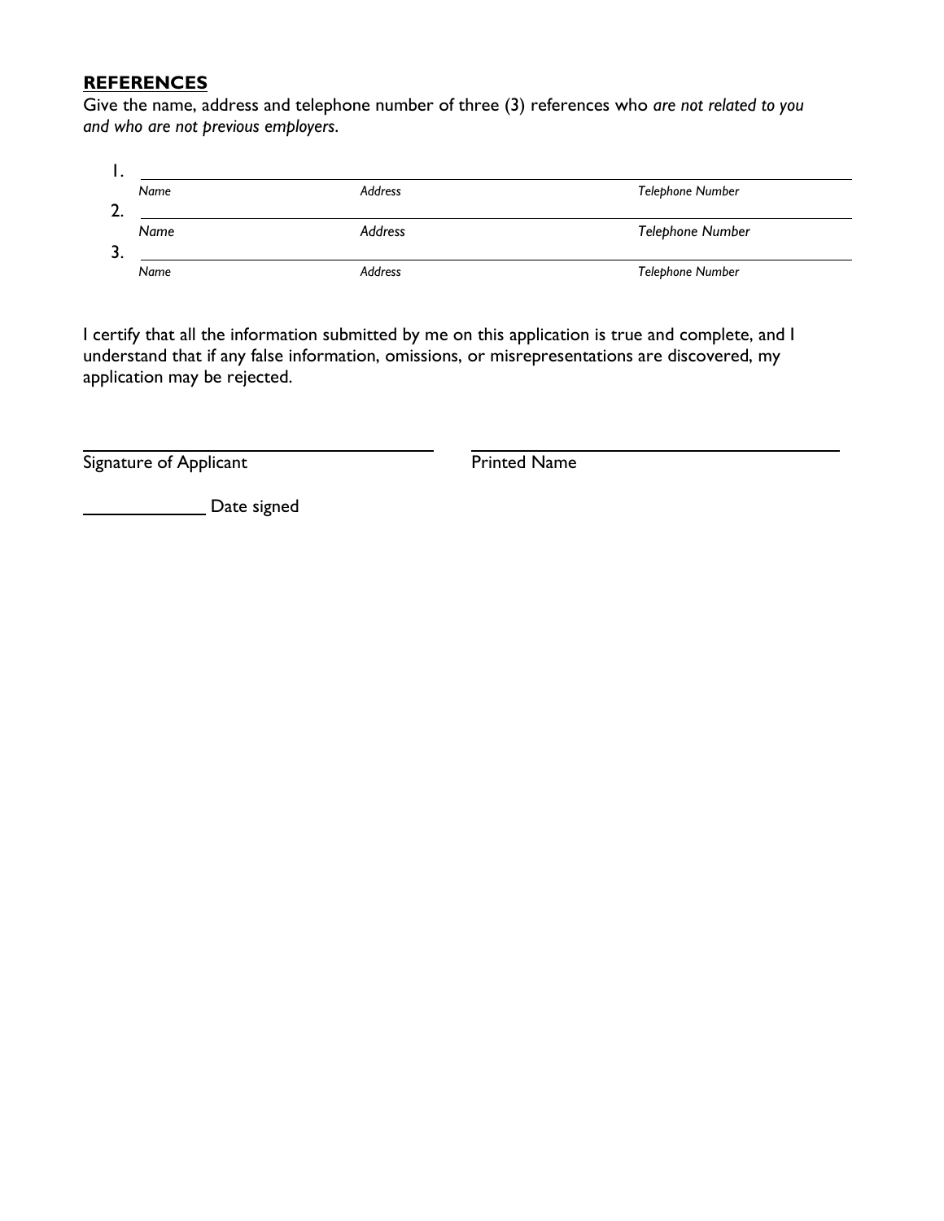## **REFERENCES**

Give the name, address and telephone number of three (3) references who *are not related to you and who are not previous employers.*

1. ______________________________________________
   *Name* *Address* *Telephone Number*
2. ______________________________________________
   *Name* *Address* *Telephone Number*
3. ______________________________________________
   *Name* *Address* *Telephone Number*

I certify that all the information submitted by me on this application is true and complete, and I understand that if any false information, omissions, or misrepresentations are discovered, my application may be rejected.

______________________________ ______________________________
Signature of Applicant Printed Name

__________ Date signed